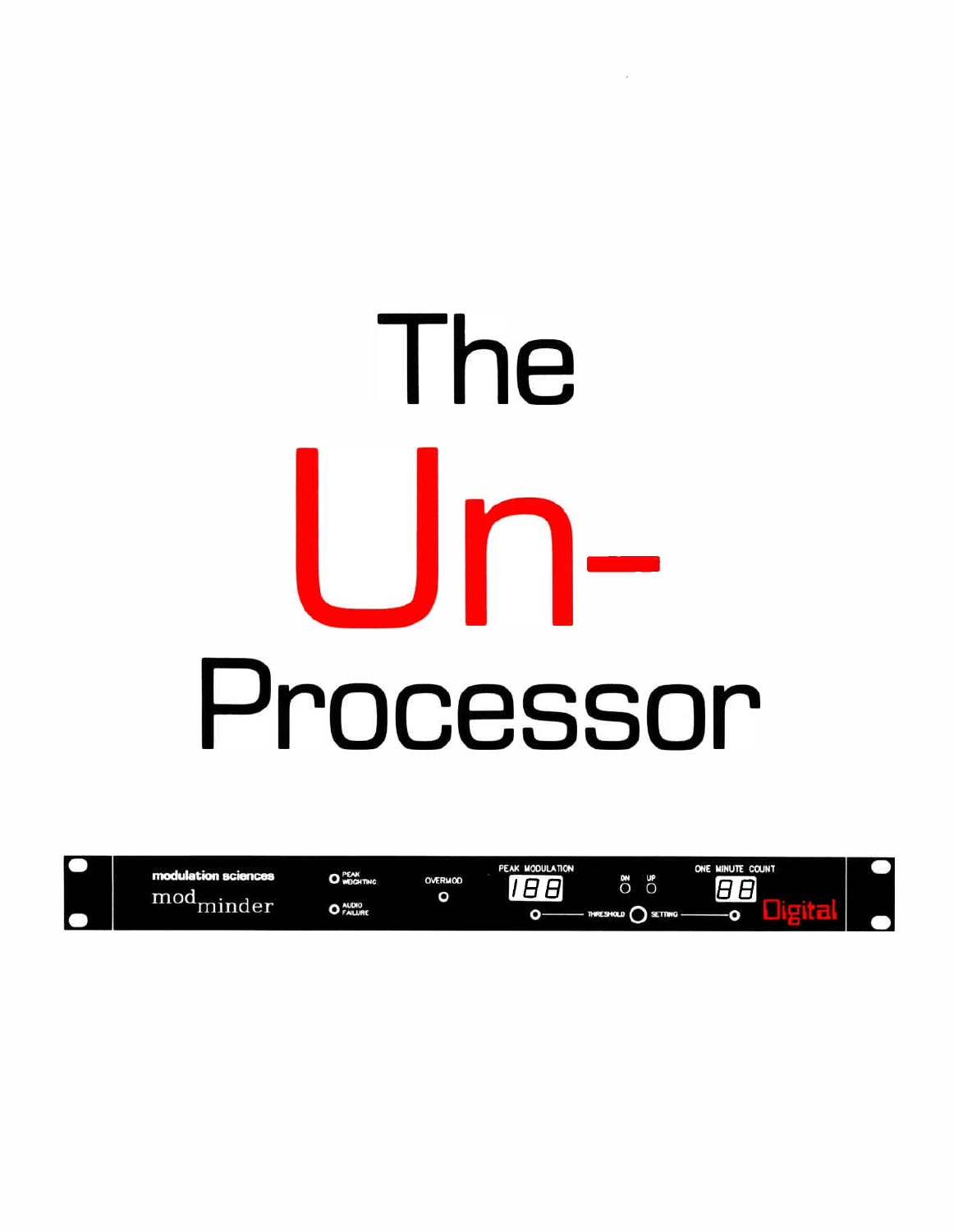# The Un-Processor

modulation sciences

modminder

PEAK WEIGHTING

AUDIO FAILURE

OVERMOD

PEAK MODULATION

188

DN UP

THRESHOLD SETTING

ONE MINUTE COUNT

88

Digital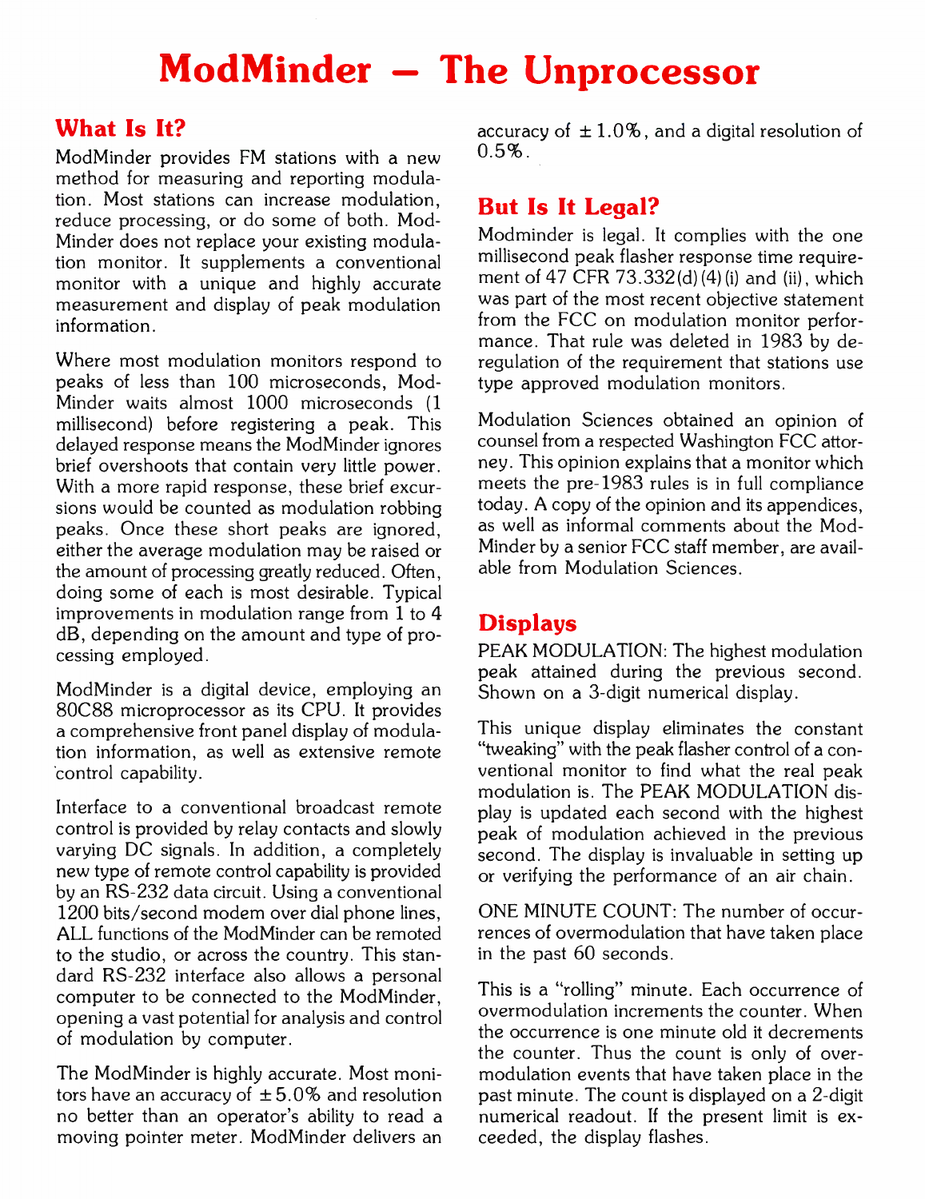# ModMinder — The Unprocessor

## What Is It?

ModMinder provides FM stations with a new method for measuring and reporting modulation. Most stations can increase modulation, reduce processing, or do some of both. ModMinder does not replace your existing modulation monitor. It supplements a conventional monitor with a unique and highly accurate measurement and display of peak modulation information.

Where most modulation monitors respond to peaks of less than 100 microseconds, ModMinder waits almost 1000 microseconds (1 millisecond) before registering a peak. This delayed response means the ModMinder ignores brief overshoots that contain very little power. With a more rapid response, these brief excursions would be counted as modulation robbing peaks. Once these short peaks are ignored, either the average modulation may be raised or the amount of processing greatly reduced. Often, doing some of each is most desirable. Typical improvements in modulation range from 1 to 4 dB, depending on the amount and type of processing employed.

ModMinder is a digital device, employing an 80C88 microprocessor as its CPU. It provides a comprehensive front panel display of modulation information, as well as extensive remote control capability.

Interface to a conventional broadcast remote control is provided by relay contacts and slowly varying DC signals. In addition, a completely new type of remote control capability is provided by an RS-232 data circuit. Using a conventional 1200 bits/second modem over dial phone lines, ALL functions of the ModMinder can be remoted to the studio, or across the country. This standard RS-232 interface also allows a personal computer to be connected to the ModMinder, opening a vast potential for analysis and control of modulation by computer.

The ModMinder is highly accurate. Most monitors have an accuracy of ±5.0% and resolution no better than an operator's ability to read a moving pointer meter. ModMinder delivers an accuracy of ±1.0%, and a digital resolution of 0.5%.

## But Is It Legal?

Modminder is legal. It complies with the one millisecond peak flasher response time requirement of 47 CFR 73.332(d)(4)(i) and (ii), which was part of the most recent objective statement from the FCC on modulation monitor performance. That rule was deleted in 1983 by deregulation of the requirement that stations use type approved modulation monitors.

Modulation Sciences obtained an opinion of counsel from a respected Washington FCC attorney. This opinion explains that a monitor which meets the pre-1983 rules is in full compliance today. A copy of the opinion and its appendices, as well as informal comments about the ModMinder by a senior FCC staff member, are available from Modulation Sciences.

## Displays

PEAK MODULATION: The highest modulation peak attained during the previous second. Shown on a 3-digit numerical display.

This unique display eliminates the constant "tweaking" with the peak flasher control of a conventional monitor to find what the real peak modulation is. The PEAK MODULATION display is updated each second with the highest peak of modulation achieved in the previous second. The display is invaluable in setting up or verifying the performance of an air chain.

ONE MINUTE COUNT: The number of occurrences of overmodulation that have taken place in the past 60 seconds.

This is a "rolling" minute. Each occurrence of overmodulation increments the counter. When the occurrence is one minute old it decrements the counter. Thus the count is only of overmodulation events that have taken place in the past minute. The count is displayed on a 2-digit numerical readout. If the present limit is exceeded, the display flashes.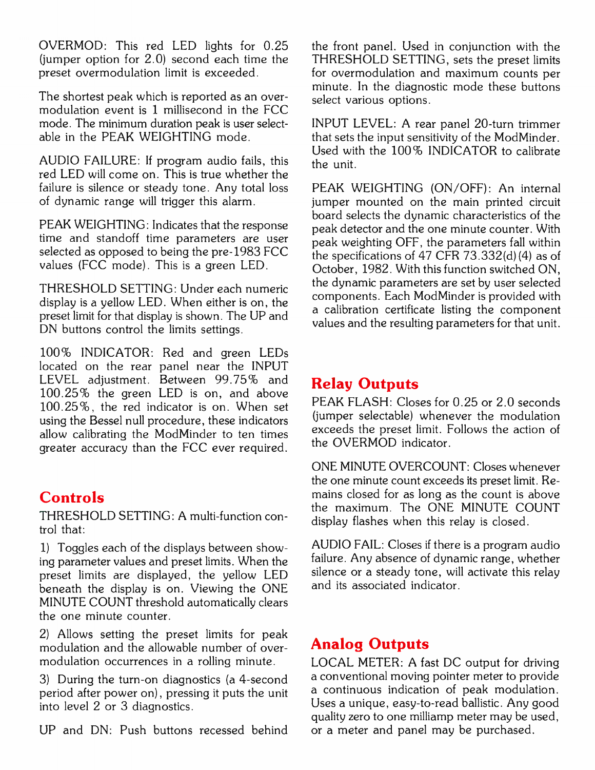OVERMOD: This red LED lights for 0.25 (jumper option for 2.0) second each time the preset overmodulation limit is exceeded.

The shortest peak which is reported as an overmodulation event is 1 millisecond in the FCC mode. The minimum duration peak is user selectable in the PEAK WEIGHTING mode.

AUDIO FAILURE: If program audio fails, this red LED will come on. This is true whether the failure is silence or steady tone. Any total loss of dynamic range will trigger this alarm.

PEAK WEIGHTING: Indicates that the response time and standoff time parameters are user selected as opposed to being the pre-1983 FCC values (FCC mode). This is a green LED.

THRESHOLD SETTING: Under each numeric display is a yellow LED. When either is on, the preset limit for that display is shown. The UP and DN buttons control the limits settings.

100% INDICATOR: Red and green LEDs located on the rear panel near the INPUT LEVEL adjustment. Between 99.75% and 100.25% the green LED is on, and above 100.25%, the red indicator is on. When set using the Bessel null procedure, these indicators allow calibrating the ModMinder to ten times greater accuracy than the FCC ever required.

## Controls

THRESHOLD SETTING: A multi-function control that:

1) Toggles each of the displays between showing parameter values and preset limits. When the preset limits are displayed, the yellow LED beneath the display is on. Viewing the ONE MINUTE COUNT threshold automatically clears the one minute counter.

2) Allows setting the preset limits for peak modulation and the allowable number of overmodulation occurrences in a rolling minute.

3) During the turn-on diagnostics (a 4-second period after power on), pressing it puts the unit into level 2 or 3 diagnostics.

UP and DN: Push buttons recessed behind the front panel. Used in conjunction with the THRESHOLD SETTING, sets the preset limits for overmodulation and maximum counts per minute. In the diagnostic mode these buttons select various options.

INPUT LEVEL: A rear panel 20-turn trimmer that sets the input sensitivity of the ModMinder. Used with the 100% INDICATOR to calibrate the unit.

PEAK WEIGHTING (ON/OFF): An internal jumper mounted on the main printed circuit board selects the dynamic characteristics of the peak detector and the one minute counter. With peak weighting OFF, the parameters fall within the specifications of 47 CFR 73.332(d)(4) as of October, 1982. With this function switched ON, the dynamic parameters are set by user selected components. Each ModMinder is provided with a calibration certificate listing the component values and the resulting parameters for that unit.

## Relay Outputs

PEAK FLASH: Closes for 0.25 or 2.0 seconds (jumper selectable) whenever the modulation exceeds the preset limit. Follows the action of the OVERMOD indicator.

ONE MINUTE OVERCOUNT: Closes whenever the one minute count exceeds its preset limit. Remains closed for as long as the count is above the maximum. The ONE MINUTE COUNT display flashes when this relay is closed.

AUDIO FAIL: Closes if there is a program audio failure. Any absence of dynamic range, whether silence or a steady tone, will activate this relay and its associated indicator.

## Analog Outputs

LOCAL METER: A fast DC output for driving a conventional moving pointer meter to provide a continuous indication of peak modulation. Uses a unique, easy-to-read ballistic. Any good quality zero to one milliamp meter may be used, or a meter and panel may be purchased.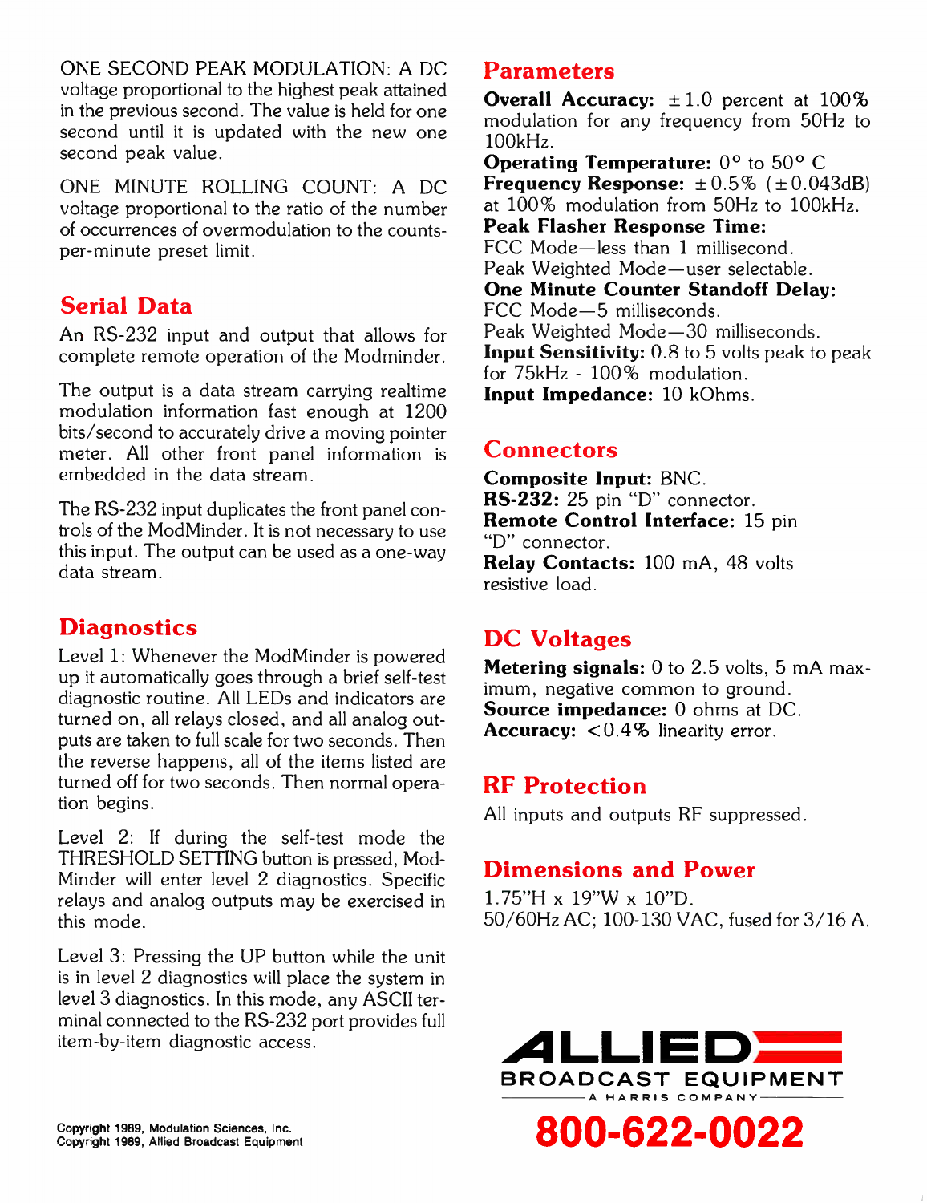ONE SECOND PEAK MODULATION: A DC voltage proportional to the highest peak attained in the previous second. The value is held for one second until it is updated with the new one second peak value.

ONE MINUTE ROLLING COUNT: A DC voltage proportional to the ratio of the number of occurrences of overmodulation to the counts-per-minute preset limit.

## Serial Data

An RS-232 input and output that allows for complete remote operation of the Modminder.

The output is a data stream carrying realtime modulation information fast enough at 1200 bits/second to accurately drive a moving pointer meter. All other front panel information is embedded in the data stream.

The RS-232 input duplicates the front panel controls of the ModMinder. It is not necessary to use this input. The output can be used as a one-way data stream.

## Diagnostics

Level 1: Whenever the ModMinder is powered up it automatically goes through a brief self-test diagnostic routine. All LEDs and indicators are turned on, all relays closed, and all analog outputs are taken to full scale for two seconds. Then the reverse happens, all of the items listed are turned off for two seconds. Then normal operation begins.

Level 2: If during the self-test mode the THRESHOLD SETTING button is pressed, ModMinder will enter level 2 diagnostics. Specific relays and analog outputs may be exercised in this mode.

Level 3: Pressing the UP button while the unit is in level 2 diagnostics will place the system in level 3 diagnostics. In this mode, any ASCII terminal connected to the RS-232 port provides full item-by-item diagnostic access.

## Parameters

**Overall Accuracy:** ±1.0 percent at 100% modulation for any frequency from 50Hz to 100kHz.
**Operating Temperature:** 0° to 50° C
**Frequency Response:** ±0.5% (±0.043dB) at 100% modulation from 50Hz to 100kHz.
**Peak Flasher Response Time:**
FCC Mode—less than 1 millisecond.
Peak Weighted Mode—user selectable.
**One Minute Counter Standoff Delay:**
FCC Mode—5 milliseconds.
Peak Weighted Mode—30 milliseconds.
**Input Sensitivity:** 0.8 to 5 volts peak to peak for 75kHz - 100% modulation.
**Input Impedance:** 10 kOhms.

## Connectors

**Composite Input:** BNC.
**RS-232:** 25 pin "D" connector.
**Remote Control Interface:** 15 pin "D" connector.
**Relay Contacts:** 100 mA, 48 volts resistive load.

## DC Voltages

**Metering signals:** 0 to 2.5 volts, 5 mA maximum, negative common to ground.
**Source impedance:** 0 ohms at DC.
**Accuracy:** <0.4% linearity error.

## RF Protection

All inputs and outputs RF suppressed.

## Dimensions and Power

1.75"H x 19"W x 10"D.
50/60Hz AC; 100-130 VAC, fused for 3/16 A.

ALLIED BROADCAST EQUIPMENT
A HARRIS COMPANY

800-622-0022

Copyright 1989, Modulation Sciences, Inc.
Copyright 1989, Allied Broadcast Equipment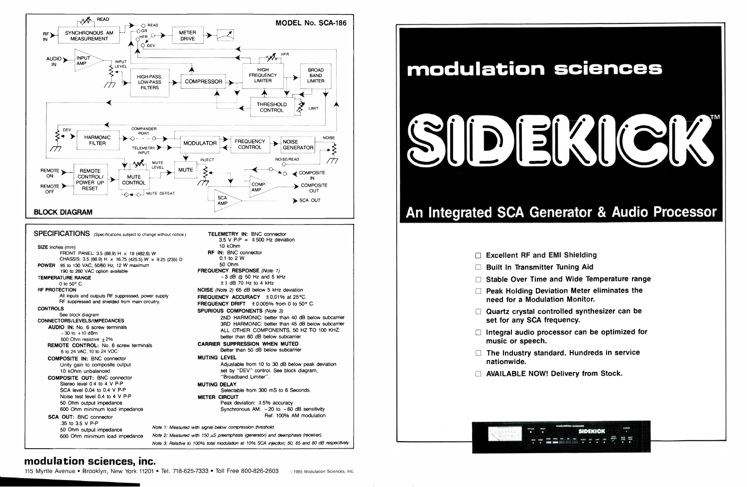## MODEL No. SCA-186

RF IN
SYNCHRONOUS AM MEASUREMENT
READ
READ
GR
HFR
DEV
METER DRIVE
AUDIO IN
INPUT AMP
INPUT LEVEL
HIGH-PASS, LOW-PASS FILTERS
COMPRESSOR
HFR
HIGH FREQUENCY LIMITER
BROAD BAND LIMITER
THRESHOLD CONTROL
LIMIT
DEV
HARMONIC FILTER
COMPANDER PORT
TELEMETRY INPUT
MODULATOR
FREQUENCY CONTROL
NOISE GENERATOR
NOISE
NOISE/READ
REMOTE ON
REMOTE OFF
REMOTE CONTROL/ POWER UP RESET
MUTE LEVEL
MUTE CONTROL
MUTE DEFEAT
MUTE
INJECT
COMP. AMP
COMPOSITE IN
COMPOSITE OUT
SCA AMP
SCA OUT

**BLOCK DIAGRAM**

## SPECIFICATIONS (Specifications subject to change without notice.)

**SIZE** Inches (mm)
FRONT PANEL: 3.5 (88.9) H × 19 (482.6) W
CHASSIS: 3.5 (88.9) H × 16.75 (425.5) W × 9.25 (235) D

**POWER** 95 to 130 VAC, 50/60 Hz, 12 W maximum
190 to 260 VAC option available

**TEMPERATURE RANGE**
0 to 50° C.

**RF PROTECTION**
All inputs and outputs RF suppressed, power supply RF suppressed and shielded from main circuitry.

**CONTROLS**
See block diagram

**CONNECTORS/LEVELS/IMPEDANCES**

**AUDIO IN:** No. 6 screw terminals
−30 to +10 dBm
600 Ohm resistive ±2%

**REMOTE CONTROL:** No. 6 screw terminals
6 to 24 VAC, 10 to 24 VDC

**COMPOSITE IN:** BNC connector
Unity gain to composite output
10 kOhm unbalanced

**COMPOSITE OUT:** BNC connector
Stereo level 0.4 to 4 V P-P
SCA level 0.04 to 0.4 V P-P
Noise test level 0.4 to 4 V P-P
50 Ohm output impedance
600 Ohm minimum load impedance

**SCA OUT:** BNC connector
.35 to 3.5 V P-P
50 Ohm output impedance
600 Ohm minimum load impedance

**TELEMETRY IN:** BNC connector
3.5 V P-P = ±500 Hz deviation
10 kOhm

**RF IN:** BNC connector
0.1 to 2 W
50 Ohm

**FREQUENCY RESPONSE** *(Note 1)*
−3 dB @ 50 Hz and 5 kHz
±1 dB 70 Hz to 4 kHz

**NOISE** *(Note 2)* 65 dB below 5 kHz deviation

**FREQUENCY ACCURACY** ±0.01% at 25°C.

**FREQUENCY DRIFT** ±0.005% from 0 to 50° C.

**SPURIOUS COMPONENTS** *(Note 3)*
2ND HARMONIC: better than 40 dB below subcarrier
3RD HARMONIC: better than 45 dB below subcarrier
ALL OTHER COMPONENTS, 50 HZ TO 100 KHZ: better than 60 dB below subcarrier

**CARRIER SUPPRESSION WHEN MUTED**
Better than 50 dB below subcarrier

**MUTING LEVEL**
Adjustable from 10 to 30 dB below peak deviation set by "DEV" control. See block diagram, "Broadband Limiter".

**MUTING DELAY**
Selectable from 300 mS to 6 Seconds.

**METER CIRCUIT**
Peak deviation: ±5% accuracy
Synchronous AM: −20 to −60 dB sensitivity
Ref. 100% AM modulation

*Note 1: Measured with signal below compression threshold.*
*Note 2: Measured with 150 μS preemphasis (generator) and deemphasis (receiver).*
*Note 3: Relative to 100% total modulation at 10% SCA injection; 60, 65 and 80 dB respectively.*

## modulation sciences, inc.

115 Myrtle Avenue • Brooklyn, New York 11201 • Tel. 718-625-7333 • Toll Free 800-826-2603 © 1985 Modulation Sciences, Inc.

# modulation sciences

# SIDEKICK™

## An Integrated SCA Generator & Audio Processor

- ☐ Excellent RF and EMI Shielding
- ☐ Built In Transmitter Tuning Aid
- ☐ Stable Over Time and Wide Temperature range
- ☐ Peak Holding Deviation Meter eliminates the need for a Modulation Monitor.
- ☐ Quartz crystal controlled synthesizer can be set for any SCA frequency.
- ☐ Integral audio processor can be optimized for music or speech.
- ☐ The Industry standard. Hundreds in service nationwide.
- ☐ AVAILABLE NOW! Delivery from Stock.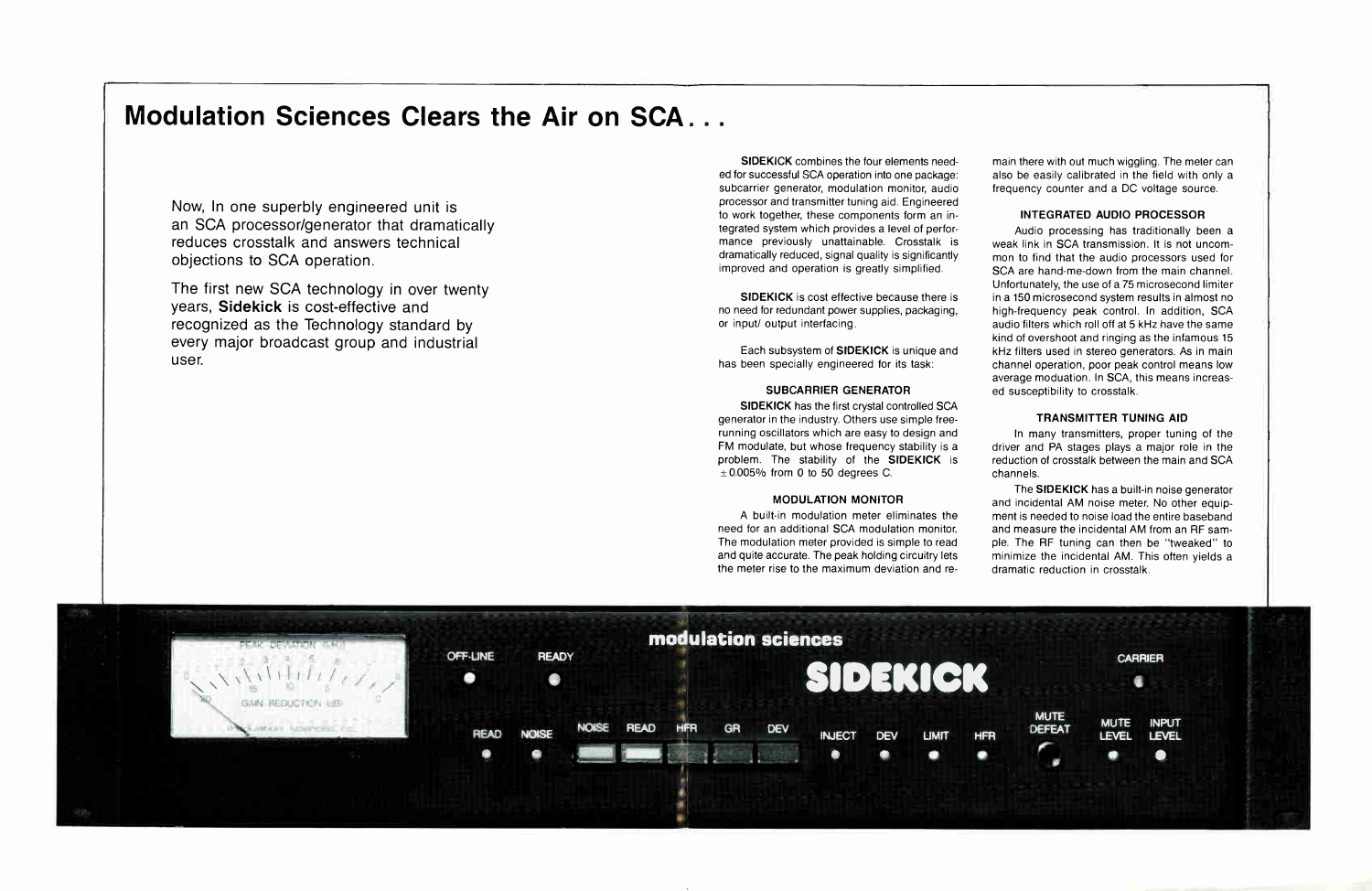# Modulation Sciences Clears the Air on SCA . . .

Now, In one superbly engineered unit is an SCA processor/generator that dramatically reduces crosstalk and answers technical objections to SCA operation.

The first new SCA technology in over twenty years, **Sidekick** is cost-effective and recognized as the Technology standard by every major broadcast group and industrial user.

**SIDEKICK** combines the four elements needed for successful SCA operation into one package: subcarrier generator, modulation monitor, audio processor and transmitter tuning aid. Engineered to work together, these components form an integrated system which provides a level of performance previously unattainable. Crosstalk is dramatically reduced, signal quality is significantly improved and operation is greatly simplified.

**SIDEKICK** is cost effective because there is no need for redundant power supplies, packaging, or input/ output interfacing.

Each subsystem of **SIDEKICK** is unique and has been specially engineered for its task:

### SUBCARRIER GENERATOR

**SIDEKICK** has the first crystal controlled SCA generator in the industry. Others use simple free-running oscillators which are easy to design and FM modulate, but whose frequency stability is a problem. The stability of the **SIDEKICK** is ±0.005% from 0 to 50 degrees C.

### MODULATION MONITOR

A built-in modulation meter eliminates the need for an additional SCA modulation monitor. The modulation meter provided is simple to read and quite accurate. The peak holding circuitry lets the meter rise to the maximum deviation and remain there with out much wiggling. The meter can also be easily calibrated in the field with only a frequency counter and a DC voltage source.

### INTEGRATED AUDIO PROCESSOR

Audio processing has traditionally been a weak link in SCA transmission. It is not uncommon to find that the audio processors used for SCA are hand-me-down from the main channel. Unfortunately, the use of a 75 microsecond limiter in a 150 microsecond system results in almost no high-frequency peak control. In addition, SCA audio filters which roll off at 5 kHz have the same kind of overshoot and ringing as the infamous 15 kHz filters used in stereo generators. As in main channel operation, poor peak control means low average moduation. In SCA, this means increased susceptibility to crosstalk.

### TRANSMITTER TUNING AID

In many transmitters, proper tuning of the driver and PA stages plays a major role in the reduction of crosstalk between the main and SCA channels.

The **SIDEKICK** has a built-in noise generator and incidental AM noise meter. No other equipment is needed to noise load the entire baseband and measure the incidental AM from an RF sample. The RF tuning can then be "tweaked" to minimize the incidental AM. This often yields a dramatic reduction in crosstalk.

PEAK DEVIATION (kHz)
GAIN REDUCTION (dB)
modulation sciences
SIDEKICK
OFF-LINE READY
READ NOISE NOISE READ HFR GR DEV INJECT DEV LIMIT HFR MUTE DEFEAT MUTE LEVEL INPUT LEVEL
CARRIER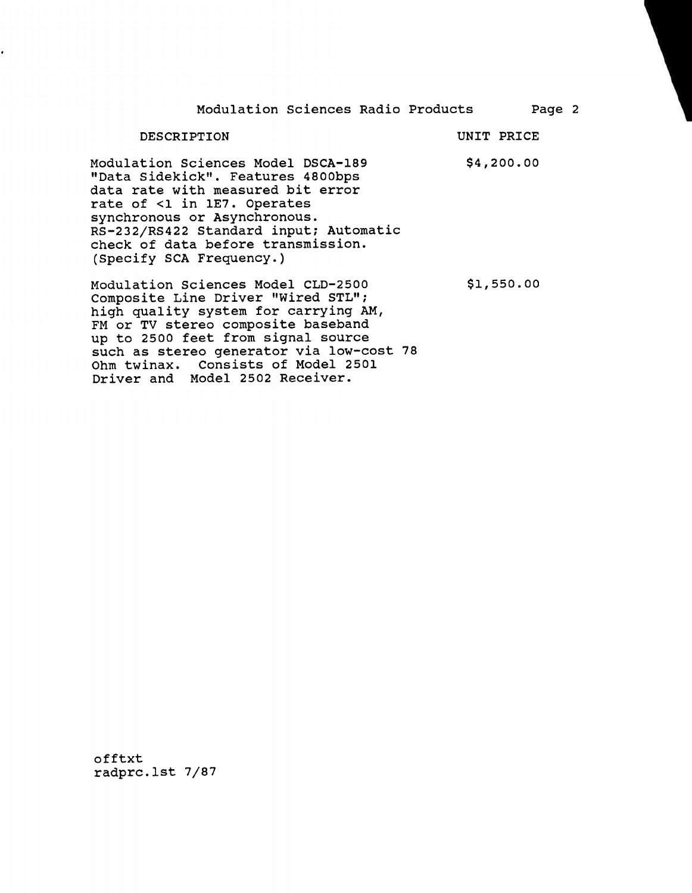| DESCRIPTION | UNIT PRICE |
|---|---|
| Modulation Sciences Model DSCA-189 "Data Sidekick". Features 4800bps data rate with measured bit error rate of <1 in 1E7. Operates synchronous or Asynchronous. RS-232/RS422 Standard input; Automatic check of data before transmission. (Specify SCA Frequency.) | $4,200.00 |
| Modulation Sciences Model CLD-2500 Composite Line Driver "Wired STL"; high quality system for carrying AM, FM or TV stereo composite baseband up to 2500 feet from signal source such as stereo generator via low-cost 78 Ohm twinax. Consists of Model 2501 Driver and Model 2502 Receiver. | $1,550.00 |

offtxt
radprc.lst 7/87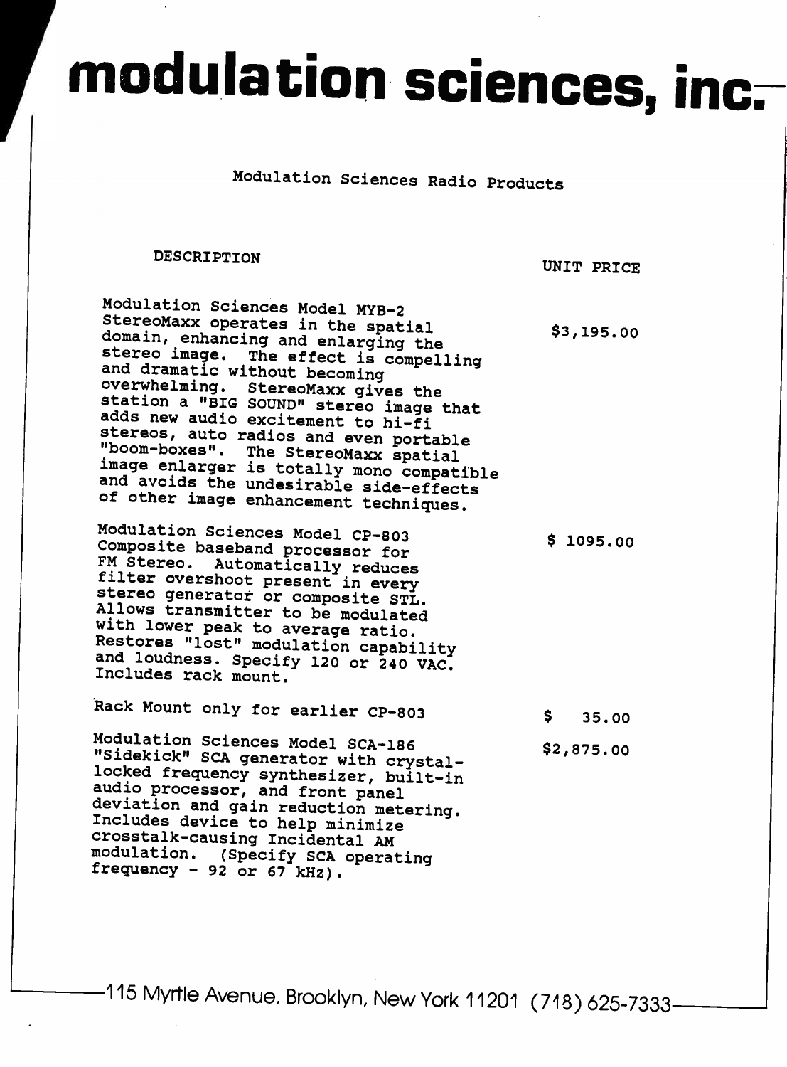# modulation sciences, inc.

Modulation Sciences Radio Products

| DESCRIPTION | UNIT PRICE |
|---|---|
| Modulation Sciences Model MYB-2 StereoMaxx operates in the spatial domain, enhancing and enlarging the stereo image. The effect is compelling and dramatic without becoming overwhelming. StereoMaxx gives the station a "BIG SOUND" stereo image that adds new audio excitement to hi-fi stereos, auto radios and even portable "boom-boxes". The StereoMaxx spatial image enlarger is totally mono compatible and avoids the undesirable side-effects of other image enhancement techniques. | $3,195.00 |
| Modulation Sciences Model CP-803 Composite baseband processor for FM Stereo. Automatically reduces filter overshoot present in every stereo generator or composite STL. Allows transmitter to be modulated with lower peak to average ratio. Restores "lost" modulation capability and loudness. Specify 120 or 240 VAC. Includes rack mount. | $ 1095.00 |
| Rack Mount only for earlier CP-803 | $ 35.00 |
| Modulation Sciences Model SCA-186 "Sidekick" SCA generator with crystal-locked frequency synthesizer, built-in audio processor, and front panel deviation and gain reduction metering. Includes device to help minimize crosstalk-causing Incidental AM modulation. (Specify SCA operating frequency - 92 or 67 kHz). | $2,875.00 |

115 Myrtle Avenue, Brooklyn, New York 11201 (718) 625-7333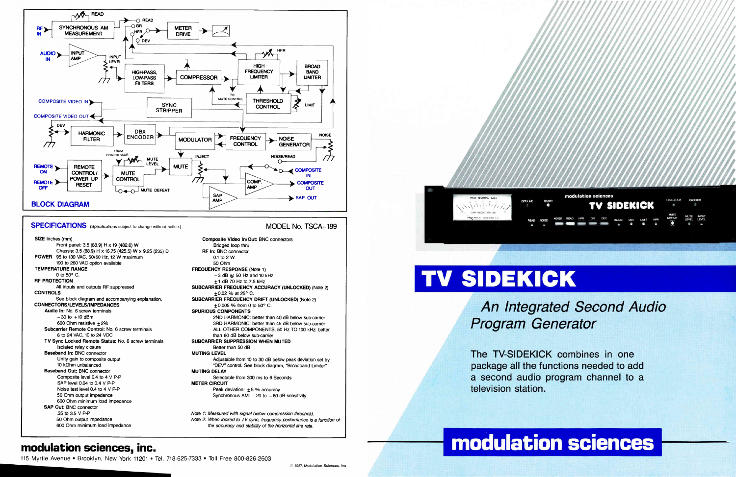## BLOCK DIAGRAM

RF IN
SYNCHRONOUS AM MEASUREMENT
READ
READ
GR
HFR
DEV
METER DRIVE
AUDIO IN
INPUT AMP
INPUT LEVEL
HIGH-PASS, LOW-PASS FILTERS
COMPRESSOR
HIGH FREQUENCY LIMITER
HFR
BROAD BAND LIMITER
TO MUTE CONTROL
THRESHOLD CONTROL
LIMIT
COMPOSITE VIDEO IN
COMPOSITE VIDEO OUT
SYNC STRIPPER
DEV
HARMONIC FILTER
DBX ENCODER
MODULATOR
FREQUENCY CONTROL
NOISE GENERATOR
NOISE
FROM COMPRESSOR
MUTE LEVEL
INJECT
NOISE/READ
REMOTE ON
REMOTE OFF
REMOTE CONTROL/ POWER UP RESET
MUTE CONTROL
MUTE
MUTE DEFEAT
COMPOSITE IN
COMP. AMP
COMPOSITE OUT
SAP AMP
SAP OUT

## SPECIFICATIONS (Specifications subject to change without notice.)

MODEL No. TSCA-189

**SIZE** Inches (mm)
- Front panel: 3.5 (88.9) H x 19 (482.6) W
- Chassis: 3.5 (88.9) H x 16.75 (425.5) W x 9.25 (235) D

**POWER** 95 to 130 VAC, 50/60 Hz, 12 W maximum
- 190 to 260 VAC option available

**TEMPERATURE RANGE**
- 0 to 50° C.

**RF PROTECTION**
- All inputs and outputs RF suppressed

**CONTROLS**
- See block diagram and accompanying explanation.

**CONNECTORS/LEVELS/IMPEDANCES**

**Audio In:** No. 6 screw terminals
- −30 to +10 dBm
- 600 Ohm resistive ±2%

**Subcarrier Remote Control:** No. 6 screw terminals
- 6 to 24 VAC, 10 to 24 VDC

**TV Sync Locked Remote Status:** No. 6 screw terminals
- Isolated relay closure

**Baseband In:** BNC connector
- Unity gain to composite output
- 10 kOhm unbalanced

**Baseband Out:** BNC connector
- Composite level 0.4 to 4 V P-P
- SAP level 0.04 to 0.4 V P-P
- Noise test level 0.4 to 4 V P-P
- 50 Ohm output impedance
- 600 Ohm minimum load impedance

**SAP Out:** BNC connector
- .35 to 3.5 V P-P
- 50 Ohm output impedance
- 600 Ohm minimum load impedance

**Composite Video In/Out:** BNC connectors
- Bridged loop thru

**RF In:** BNC connector
- 0.1 to 2 W
- 50 Ohm

**FREQUENCY RESPONSE** (Note 1)
- −3 dB @ 50 Hz and 10 kHz
- ±1 dB 70 Hz to 7.5 kHz

**SUBCARRIER FREQUENCY ACCURACY (UNLOCKED)** (Note 2)
- ±0.02 % at 25° C.

**SUBCARRIER FREQUENCY DRIFT (UNLOCKED)** (Note 2)
- ±0.005 % from 0 to 50° C.

**SPURIOUS COMPONENTS**
- 2ND HARMONIC: better than 40 dB below sub-carrier
- 3RD HARMONIC: better than 45 dB below sub-carrier
- ALL OTHER COMPONENTS, 50 Hz TO 100 kHz: better than 60 dB below sub-carrier

**SUBCARRIER SUPPRESSION WHEN MUTED**
- Better than 50 dB

**MUTING LEVEL**
- Adjustable from 10 to 30 dB below peak deviation set by "DEV" control. See block diagram, "Broadband Limiter."

**MUTING DELAY**
- Selectable from 300 ms to 6 Seconds.

**METER CIRCUIT**
- Peak deviation: ±5 % accuracy
- Synchronous AM: −20 to −60 dB sensitivity

*Note 1: Measured with signal below compression threshold.*
*Note 2: When locked to TV sync, frequency performance is a function of the accuracy and stability of the horizontal line rate.*

**modulation sciences, inc.**

115 Myrtle Avenue • Brooklyn, New York 11201 • Tel. 718-625-7333 • Toll Free 800-826-2603

© 1987, Modulation Sciences, Inc.

PEAK DEVIATION (kHz)
GAIN REDUCTION (dB)
OFF-LINE
READY
modulation sciences
TV SIDEKICK
SYNC-LOCK
CARRIER
READ
NOISE
NOISE
READ
HFR
GR
DEV
INJECT
DEV
LIMIT
HFR
MUTE DEFEAT
MUTE LEVEL
INPUT LEVEL

# TV SIDEKICK

## *An Integrated Second Audio Program Generator*

The TV-SIDEKICK combines in one package all the functions needed to add a second audio program channel to a television station.

**modulation sciences**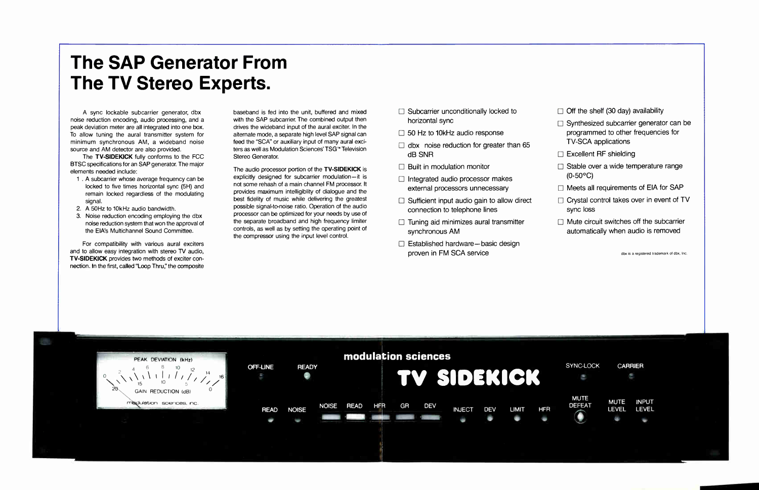# The SAP Generator From The TV Stereo Experts.

A sync lockable subcarrier generator, dbx noise reduction encoding, audio processing, and a peak deviation meter are all integrated into one box. To allow tuning the aural transmitter system for minimum synchronous AM, a wideband noise source and AM detector are also provided.

The **TV-SIDEKICK** fully conforms to the FCC BTSC specifications for an SAP generator. The major elements needed include:

1. A subcarrier whose average frequency can be locked to five times horizontal sync (5H) and remain locked regardless of the modulating signal.
2. A 50Hz to 10kHz audio bandwidth.
3. Noise reduction encoding employing the dbx noise reduction system that won the approval of the EIA's Multichannel Sound Committee.

For compatibility with various aural exciters and to allow easy integration with stereo TV audio, **TV-SIDEKICK** provides two methods of exciter connection. In the first, called "Loop Thru," the composite baseband is fed into the unit, buffered and mixed with the SAP subcarrier. The combined output then drives the wideband input of the aural exciter. In the alternate mode, a separate high level SAP signal can feed the "SCA" or auxiliary input of many aural exciters as well as Modulation Sciences' TSG™ Television Stereo Generator.

The audio processor portion of the **TV-SIDEKICK** is explicitly designed for subcarrier modulation—it is not some rehash of a main channel FM processor. It provides maximum intelligiblity of dialogue and the best fidelity of music while delivering the greatest possible signal-to-noise ratio. Operation of the audio processor can be optimized for your needs by use of the separate broadband and high frequency limiter controls, as well as by setting the operating point of the compressor using the input level control.

- ☐ Subcarrier unconditionally locked to horizontal sync
- ☐ 50 Hz to 10kHz audio response
- ☐ dbx noise reduction for greater than 65 dB SNR
- ☐ Built in modulation monitor
- ☐ Integrated audio processor makes external processors unnecessary
- ☐ Sufficient input audio gain to allow direct connection to telephone lines
- ☐ Tuning aid minimizes aural transmitter synchronous AM
- ☐ Established hardware—basic design proven in FM SCA service
- ☐ Off the shelf (30 day) availability
- ☐ Synthesized subcarrier generator can be programmed to other frequencies for TV-SCA applications
- ☐ Excellent RF shielding
- ☐ Stable over a wide temperature range (0-50°C)
- ☐ Meets all requirements of EIA for SAP
- ☐ Crystal control takes over in event of TV sync loss
- ☐ Mute circuit switches off the subcarrier automatically when audio is removed

dbx is a registered trademark of dbx, Inc.

PEAK DEVIATION (kHz)
0 2 4 6 8 10 12 14 16
20 15 10 5 0
GAIN REDUCTION (dB)
modulation sciences, inc.

OFF-LINE READY
modulation sciences
TV SIDEKICK
SYNC-LOCK CARRIER
READ NOISE NOISE READ HFR GR DEV INJECT DEV LIMIT HFR MUTE DEFEAT MUTE LEVEL INPUT LEVEL